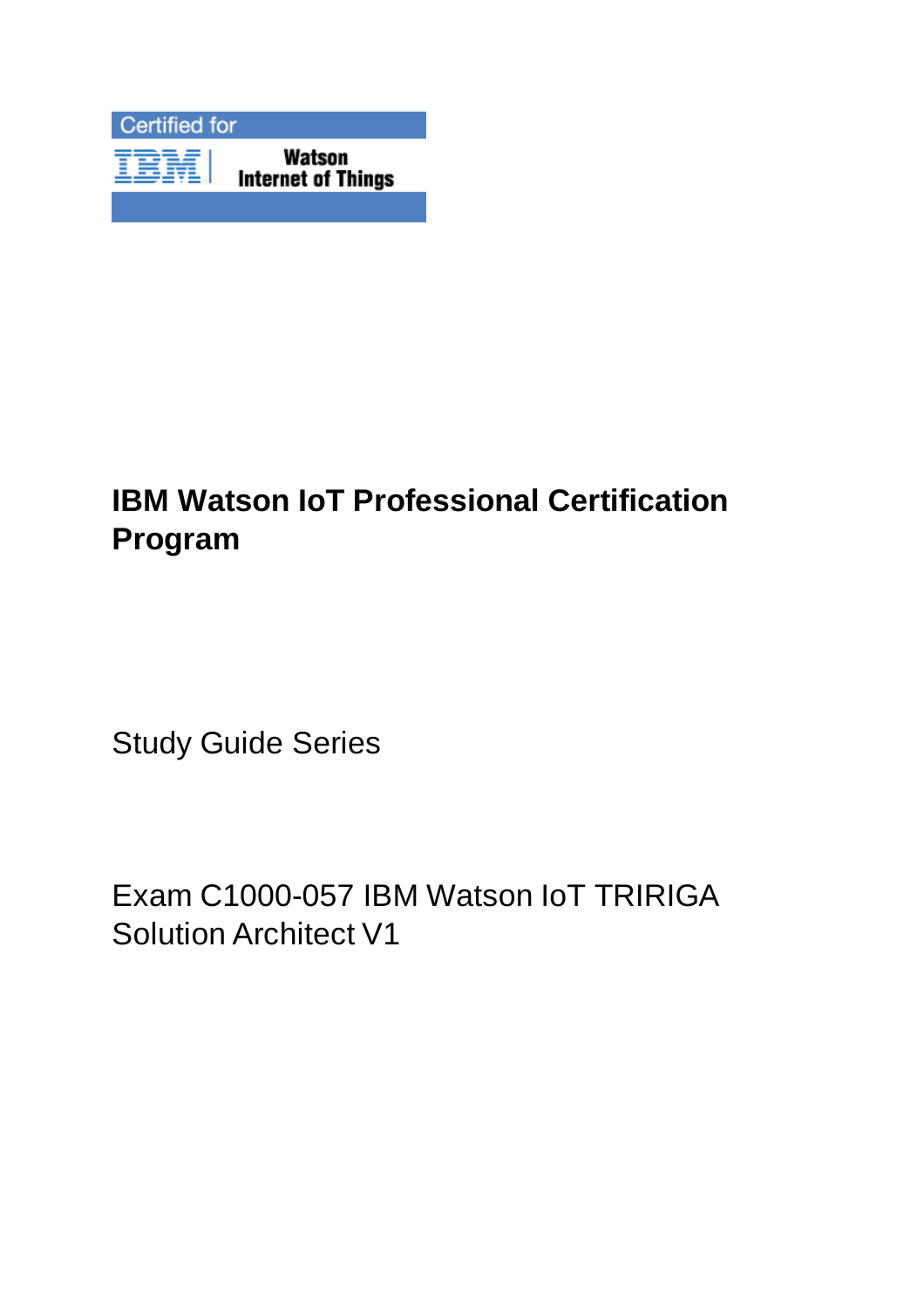Certified for

IBM | Watson Internet of Things

# IBM Watson IoT Professional Certification Program

Study Guide Series

Exam C1000-057 IBM Watson IoT TRIRIGA Solution Architect V1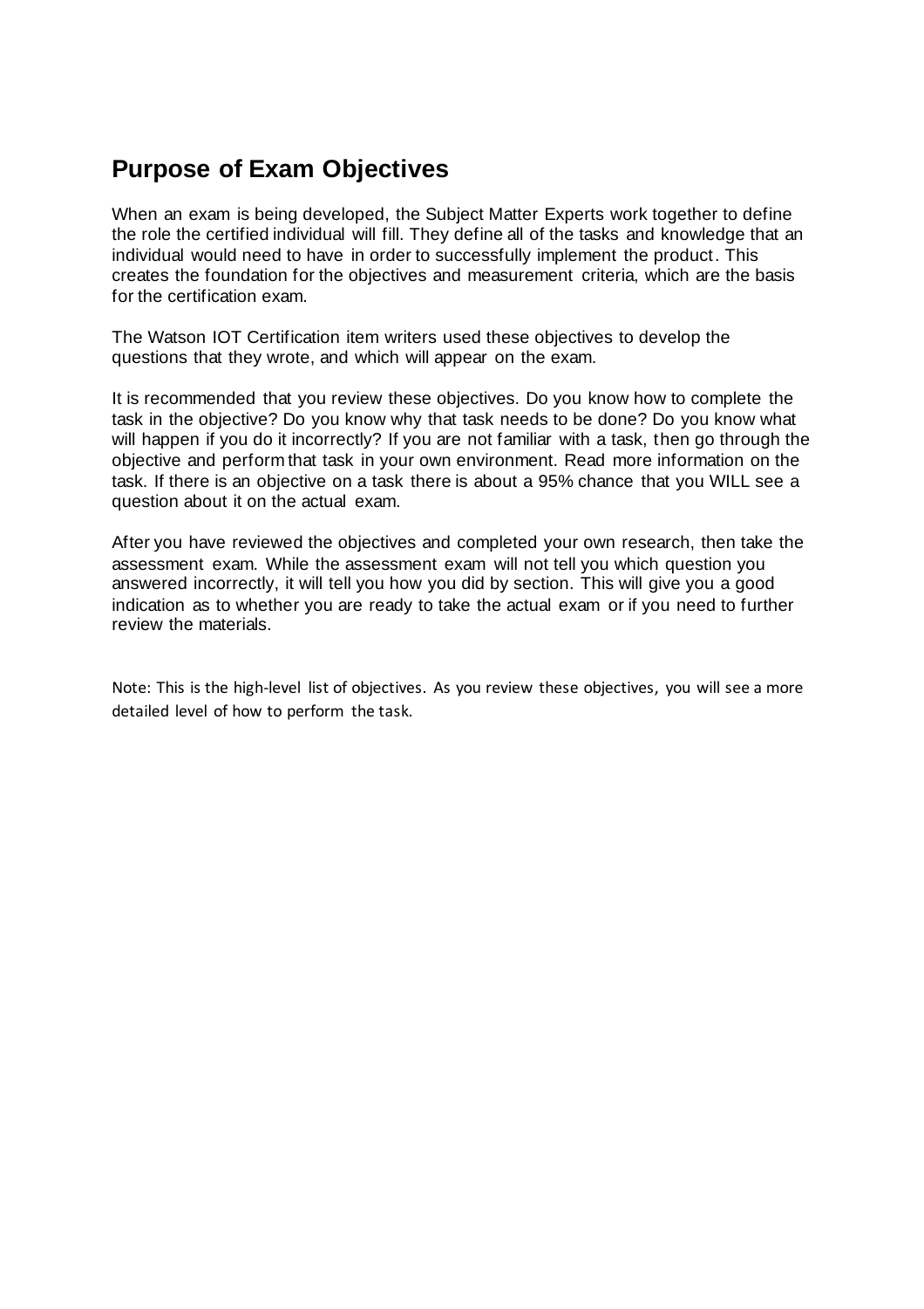## Purpose of Exam Objectives

When an exam is being developed, the Subject Matter Experts work together to define the role the certified individual will fill. They define all of the tasks and knowledge that an individual would need to have in order to successfully implement the product. This creates the foundation for the objectives and measurement criteria, which are the basis for the certification exam.

The Watson IOT Certification item writers used these objectives to develop the questions that they wrote, and which will appear on the exam.

It is recommended that you review these objectives. Do you know how to complete the task in the objective? Do you know why that task needs to be done? Do you know what will happen if you do it incorrectly? If you are not familiar with a task, then go through the objective and perform that task in your own environment. Read more information on the task. If there is an objective on a task there is about a 95% chance that you WILL see a question about it on the actual exam.

After you have reviewed the objectives and completed your own research, then take the assessment exam. While the assessment exam will not tell you which question you answered incorrectly, it will tell you how you did by section. This will give you a good indication as to whether you are ready to take the actual exam or if you need to further review the materials.

Note: This is the high-level list of objectives. As you review these objectives, you will see a more detailed level of how to perform the task.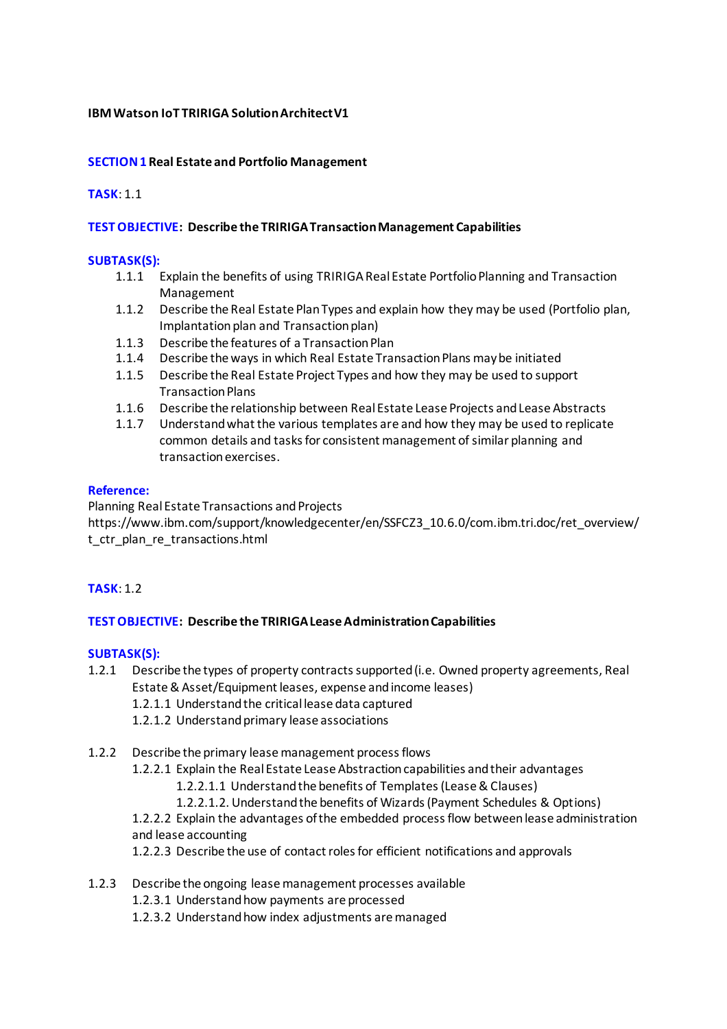**IBM Watson IoT TRIRIGA Solution Architect V1**

**SECTION 1 Real Estate and Portfolio Management**

**TASK**: 1.1

**TEST OBJECTIVE: Describe the TRIRIGA Transaction Management Capabilities**

**SUBTASK(S):**

- 1.1.1 Explain the benefits of using TRIRIGA Real Estate Portfolio Planning and Transaction Management
- 1.1.2 Describe the Real Estate Plan Types and explain how they may be used (Portfolio plan, Implantation plan and Transaction plan)
- 1.1.3 Describe the features of a Transaction Plan
- 1.1.4 Describe the ways in which Real Estate Transaction Plans may be initiated
- 1.1.5 Describe the Real Estate Project Types and how they may be used to support Transaction Plans
- 1.1.6 Describe the relationship between Real Estate Lease Projects and Lease Abstracts
- 1.1.7 Understand what the various templates are and how they may be used to replicate common details and tasks for consistent management of similar planning and transaction exercises.

**Reference:**

Planning Real Estate Transactions and Projects
https://www.ibm.com/support/knowledgecenter/en/SSFCZ3_10.6.0/com.ibm.tri.doc/ret_overview/t_ctr_plan_re_transactions.html

**TASK**: 1.2

**TEST OBJECTIVE: Describe the TRIRIGA Lease Administration Capabilities**

**SUBTASK(S):**

- 1.2.1 Describe the types of property contracts supported (i.e. Owned property agreements, Real Estate & Asset/Equipment leases, expense and income leases)
  - 1.2.1.1 Understand the critical lease data captured
  - 1.2.1.2 Understand primary lease associations

- 1.2.2 Describe the primary lease management process flows
  - 1.2.2.1 Explain the Real Estate Lease Abstraction capabilities and their advantages
    - 1.2.2.1.1 Understand the benefits of Templates (Lease & Clauses)
    - 1.2.2.1.2. Understand the benefits of Wizards (Payment Schedules & Options)
  - 1.2.2.2 Explain the advantages of the embedded process flow between lease administration and lease accounting
  - 1.2.2.3 Describe the use of contact roles for efficient notifications and approvals

- 1.2.3 Describe the ongoing lease management processes available
  - 1.2.3.1 Understand how payments are processed
  - 1.2.3.2 Understand how index adjustments are managed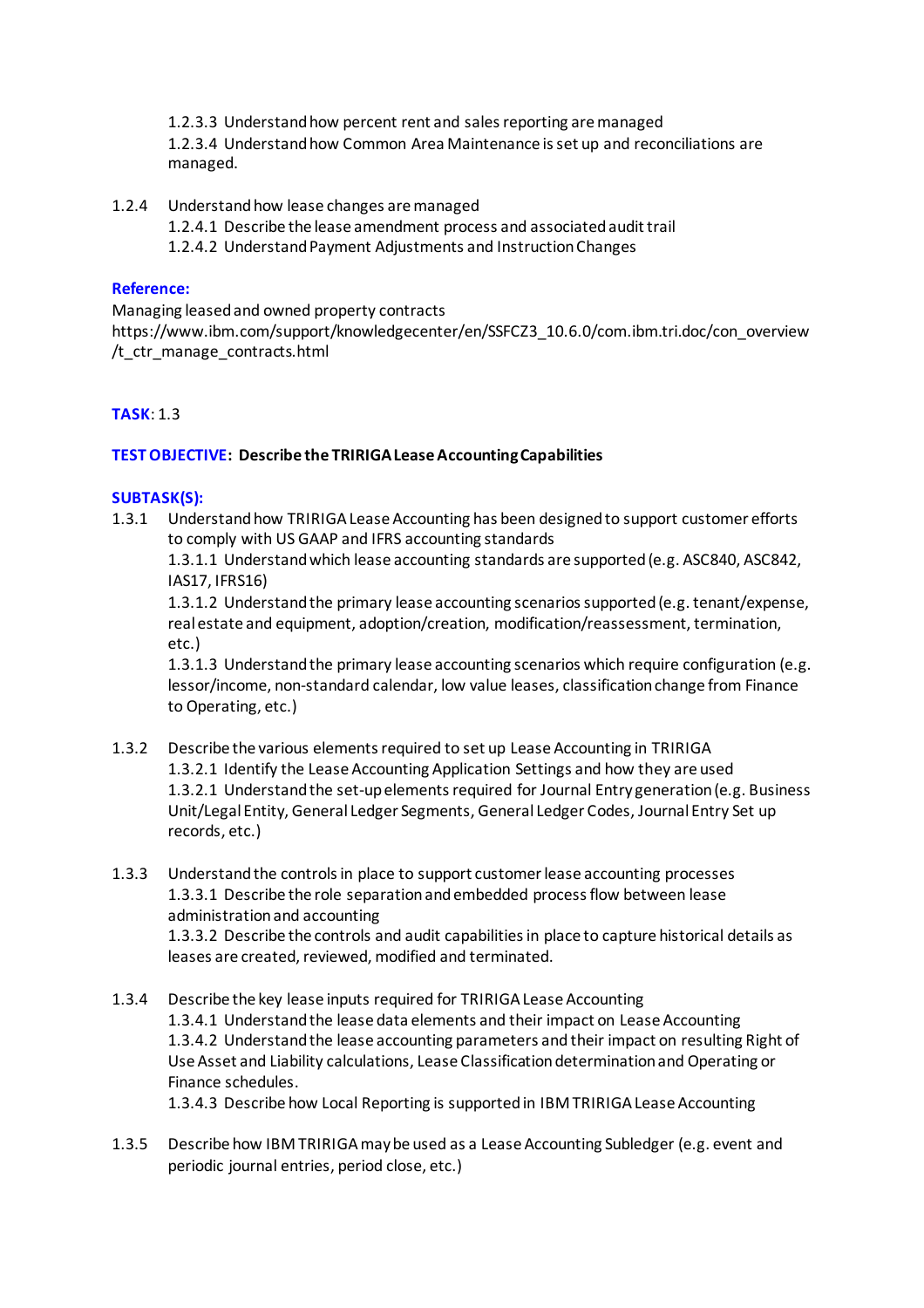1.2.3.3 Understand how percent rent and sales reporting are managed
1.2.3.4 Understand how Common Area Maintenance is set up and reconciliations are managed.

1.2.4 Understand how lease changes are managed
1.2.4.1 Describe the lease amendment process and associated audit trail
1.2.4.2 Understand Payment Adjustments and Instruction Changes

**Reference:**
Managing leased and owned property contracts
https://www.ibm.com/support/knowledgecenter/en/SSFCZ3_10.6.0/com.ibm.tri.doc/con_overview/t_ctr_manage_contracts.html

**TASK**: 1.3

**TEST OBJECTIVE: Describe the TRIRIGA Lease Accounting Capabilities**

**SUBTASK(S):**

1.3.1 Understand how TRIRIGA Lease Accounting has been designed to support customer efforts to comply with US GAAP and IFRS accounting standards
1.3.1.1 Understand which lease accounting standards are supported (e.g. ASC840, ASC842, IAS17, IFRS16)
1.3.1.2 Understand the primary lease accounting scenarios supported (e.g. tenant/expense, real estate and equipment, adoption/creation, modification/reassessment, termination, etc.)
1.3.1.3 Understand the primary lease accounting scenarios which require configuration (e.g. lessor/income, non-standard calendar, low value leases, classification change from Finance to Operating, etc.)

1.3.2 Describe the various elements required to set up Lease Accounting in TRIRIGA
1.3.2.1 Identify the Lease Accounting Application Settings and how they are used
1.3.2.1 Understand the set-up elements required for Journal Entry generation (e.g. Business Unit/Legal Entity, General Ledger Segments, General Ledger Codes, Journal Entry Set up records, etc.)

1.3.3 Understand the controls in place to support customer lease accounting processes
1.3.3.1 Describe the role separation and embedded process flow between lease administration and accounting
1.3.3.2 Describe the controls and audit capabilities in place to capture historical details as leases are created, reviewed, modified and terminated.

1.3.4 Describe the key lease inputs required for TRIRIGA Lease Accounting
1.3.4.1 Understand the lease data elements and their impact on Lease Accounting
1.3.4.2 Understand the lease accounting parameters and their impact on resulting Right of Use Asset and Liability calculations, Lease Classification determination and Operating or Finance schedules.
1.3.4.3 Describe how Local Reporting is supported in IBM TRIRIGA Lease Accounting

1.3.5 Describe how IBM TRIRIGA may be used as a Lease Accounting Subledger (e.g. event and periodic journal entries, period close, etc.)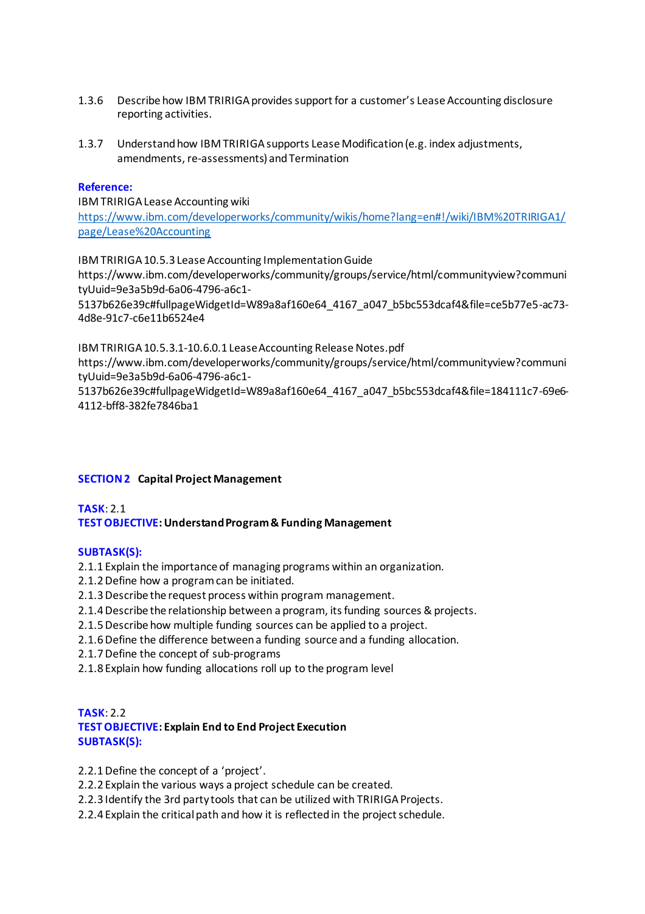1.3.6 Describe how IBM TRIRIGA provides support for a customer's Lease Accounting disclosure reporting activities.

1.3.7 Understand how IBM TRIRIGA supports Lease Modification (e.g. index adjustments, amendments, re-assessments) and Termination

**Reference:**

IBM TRIRIGA Lease Accounting wiki
[https://www.ibm.com/developerworks/community/wikis/home?lang=en#!/wiki/IBM%20TRIRIGA1/page/Lease%20Accounting](https://www.ibm.com/developerworks/community/wikis/home?lang=en#!/wiki/IBM%20TRIRIGA1/page/Lease%20Accounting)

IBM TRIRIGA 10.5.3 Lease Accounting Implementation Guide
https://www.ibm.com/developerworks/community/groups/service/html/communityview?communityUuid=9e3a5b9d-6a06-4796-a6c1-5137b626e39c#fullpageWidgetId=W89a8af160e64_4167_a047_b5bc553dcaf4&file=ce5b77e5-ac73-4d8e-91c7-c6e11b6524e4

IBM TRIRIGA 10.5.3.1-10.6.0.1 Lease Accounting Release Notes.pdf
https://www.ibm.com/developerworks/community/groups/service/html/communityview?communityUuid=9e3a5b9d-6a06-4796-a6c1-5137b626e39c#fullpageWidgetId=W89a8af160e64_4167_a047_b5bc553dcaf4&file=184111c7-69e6-4112-bff8-382fe7846ba1

## SECTION 2 Capital Project Management

**TASK**: 2.1
**TEST OBJECTIVE: Understand Program & Funding Management**

**SUBTASK(S):**

2.1.1 Explain the importance of managing programs within an organization.
2.1.2 Define how a program can be initiated.
2.1.3 Describe the request process within program management.
2.1.4 Describe the relationship between a program, its funding sources & projects.
2.1.5 Describe how multiple funding sources can be applied to a project.
2.1.6 Define the difference between a funding source and a funding allocation.
2.1.7 Define the concept of sub-programs
2.1.8 Explain how funding allocations roll up to the program level

**TASK**: 2.2
**TEST OBJECTIVE: Explain End to End Project Execution**
**SUBTASK(S):**

2.2.1 Define the concept of a 'project'.
2.2.2 Explain the various ways a project schedule can be created.
2.2.3 Identify the 3rd party tools that can be utilized with TRIRIGA Projects.
2.2.4 Explain the critical path and how it is reflected in the project schedule.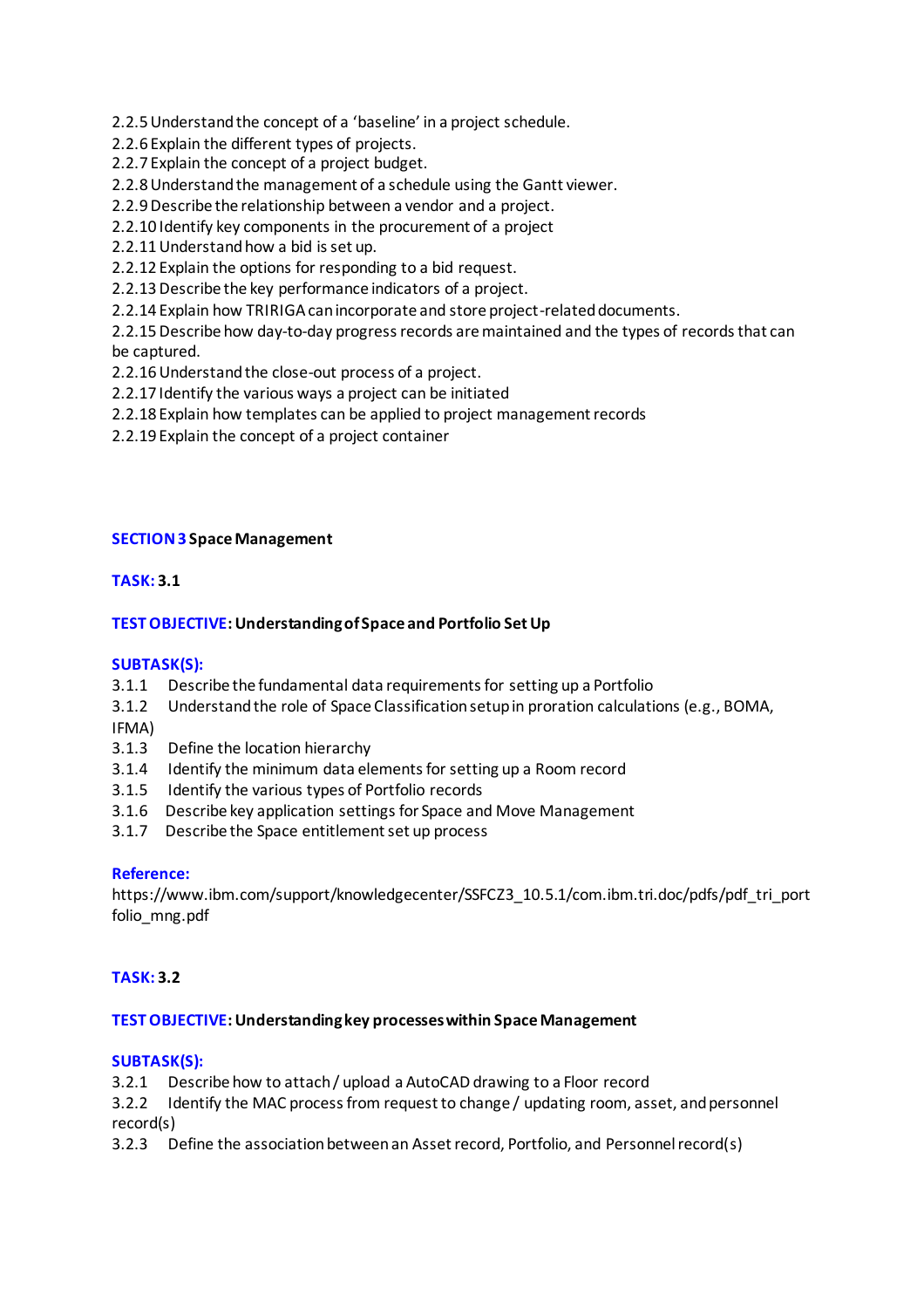2.2.5 Understand the concept of a 'baseline' in a project schedule.
2.2.6 Explain the different types of projects.
2.2.7 Explain the concept of a project budget.
2.2.8 Understand the management of a schedule using the Gantt viewer.
2.2.9 Describe the relationship between a vendor and a project.
2.2.10 Identify key components in the procurement of a project
2.2.11 Understand how a bid is set up.
2.2.12 Explain the options for responding to a bid request.
2.2.13 Describe the key performance indicators of a project.
2.2.14 Explain how TRIRIGA can incorporate and store project-related documents.
2.2.15 Describe how day-to-day progress records are maintained and the types of records that can be captured.
2.2.16 Understand the close-out process of a project.
2.2.17 Identify the various ways a project can be initiated
2.2.18 Explain how templates can be applied to project management records
2.2.19 Explain the concept of a project container

## SECTION 3 Space Management

**TASK:** 3.1

**TEST OBJECTIVE:** Understanding of Space and Portfolio Set Up

**SUBTASK(S):**

3.1.1 Describe the fundamental data requirements for setting up a Portfolio
3.1.2 Understand the role of Space Classification setup in proration calculations (e.g., BOMA, IFMA)
3.1.3 Define the location hierarchy
3.1.4 Identify the minimum data elements for setting up a Room record
3.1.5 Identify the various types of Portfolio records
3.1.6 Describe key application settings for Space and Move Management
3.1.7 Describe the Space entitlement set up process

**Reference:**
https://www.ibm.com/support/knowledgecenter/SSFCZ3_10.5.1/com.ibm.tri.doc/pdfs/pdf_tri_portfolio_mng.pdf

**TASK:** 3.2

**TEST OBJECTIVE:** Understanding key processes within Space Management

**SUBTASK(S):**

3.2.1 Describe how to attach / upload a AutoCAD drawing to a Floor record
3.2.2 Identify the MAC process from request to change / updating room, asset, and personnel record(s)
3.2.3 Define the association between an Asset record, Portfolio, and Personnel record(s)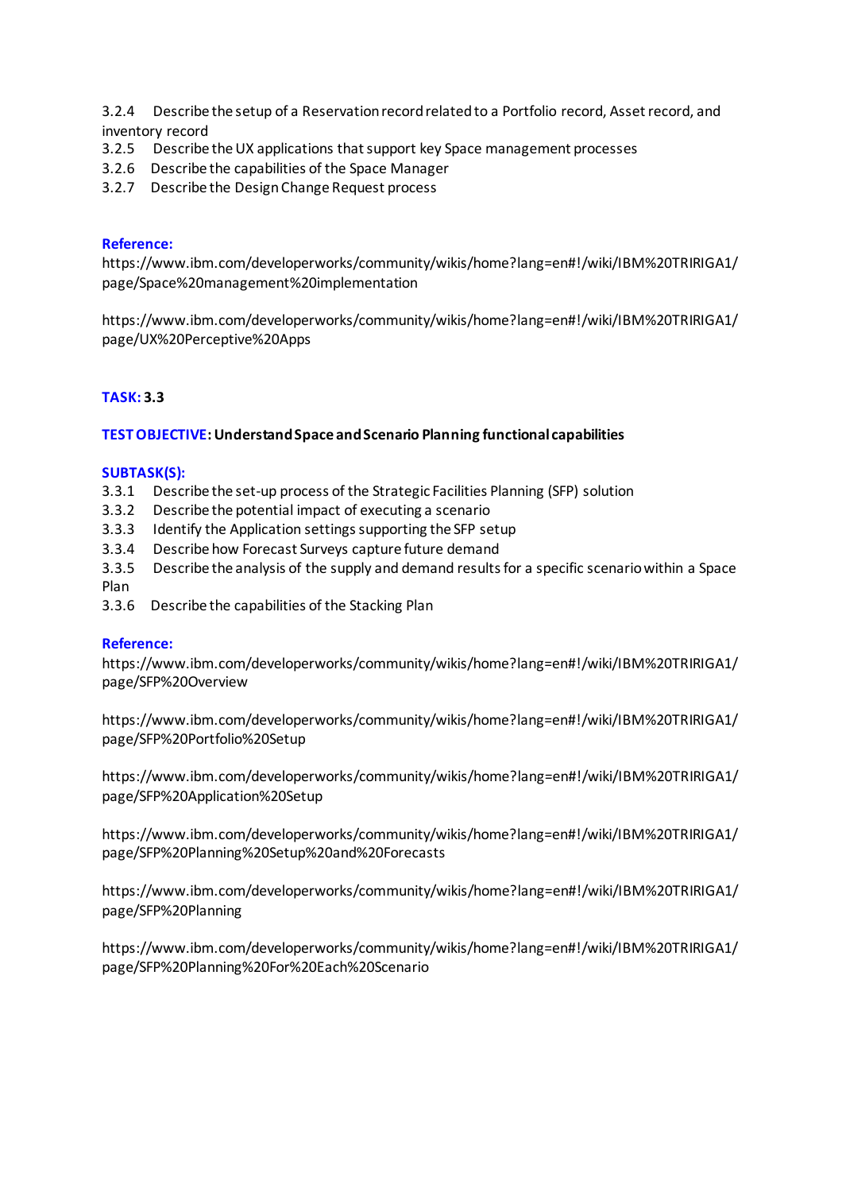3.2.4 Describe the setup of a Reservation record related to a Portfolio record, Asset record, and inventory record
3.2.5 Describe the UX applications that support key Space management processes
3.2.6 Describe the capabilities of the Space Manager
3.2.7 Describe the Design Change Request process

**Reference:**
https://www.ibm.com/developerworks/community/wikis/home?lang=en#!/wiki/IBM%20TRIRIGA1/page/Space%20management%20implementation

https://www.ibm.com/developerworks/community/wikis/home?lang=en#!/wiki/IBM%20TRIRIGA1/page/UX%20Perceptive%20Apps

**TASK: 3.3**

**TEST OBJECTIVE: Understand Space and Scenario Planning functional capabilities**

**SUBTASK(S):**
3.3.1 Describe the set-up process of the Strategic Facilities Planning (SFP) solution
3.3.2 Describe the potential impact of executing a scenario
3.3.3 Identify the Application settings supporting the SFP setup
3.3.4 Describe how Forecast Surveys capture future demand
3.3.5 Describe the analysis of the supply and demand results for a specific scenario within a Space Plan
3.3.6 Describe the capabilities of the Stacking Plan

**Reference:**
https://www.ibm.com/developerworks/community/wikis/home?lang=en#!/wiki/IBM%20TRIRIGA1/page/SFP%20Overview

https://www.ibm.com/developerworks/community/wikis/home?lang=en#!/wiki/IBM%20TRIRIGA1/page/SFP%20Portfolio%20Setup

https://www.ibm.com/developerworks/community/wikis/home?lang=en#!/wiki/IBM%20TRIRIGA1/page/SFP%20Application%20Setup

https://www.ibm.com/developerworks/community/wikis/home?lang=en#!/wiki/IBM%20TRIRIGA1/page/SFP%20Planning%20Setup%20and%20Forecasts

https://www.ibm.com/developerworks/community/wikis/home?lang=en#!/wiki/IBM%20TRIRIGA1/page/SFP%20Planning

https://www.ibm.com/developerworks/community/wikis/home?lang=en#!/wiki/IBM%20TRIRIGA1/page/SFP%20Planning%20For%20Each%20Scenario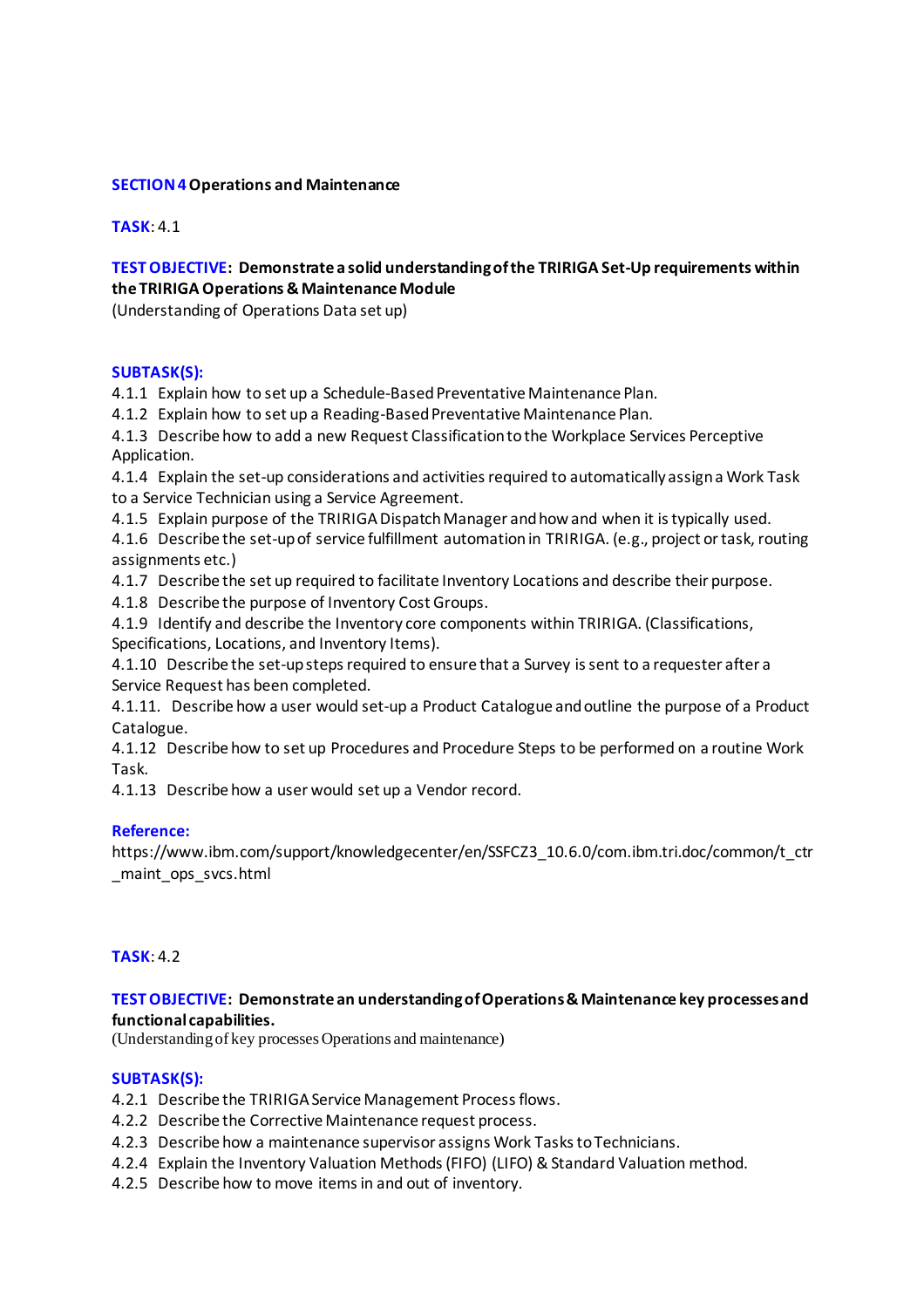**SECTION 4 Operations and Maintenance**

**TASK**: 4.1

**TEST OBJECTIVE**: **Demonstrate a solid understanding of the TRIRIGA Set-Up requirements within the TRIRIGA Operations & Maintenance Module**
(Understanding of Operations Data set up)

**SUBTASK(S):**

4.1.1 Explain how to set up a Schedule-Based Preventative Maintenance Plan.
4.1.2 Explain how to set up a Reading-Based Preventative Maintenance Plan.
4.1.3 Describe how to add a new Request Classification to the Workplace Services Perceptive Application.
4.1.4 Explain the set-up considerations and activities required to automatically assign a Work Task to a Service Technician using a Service Agreement.
4.1.5 Explain purpose of the TRIRIGA Dispatch Manager and how and when it is typically used.
4.1.6 Describe the set-up of service fulfillment automation in TRIRIGA. (e.g., project or task, routing assignments etc.)
4.1.7 Describe the set up required to facilitate Inventory Locations and describe their purpose.
4.1.8 Describe the purpose of Inventory Cost Groups.
4.1.9 Identify and describe the Inventory core components within TRIRIGA. (Classifications, Specifications, Locations, and Inventory Items).
4.1.10 Describe the set-up steps required to ensure that a Survey is sent to a requester after a Service Request has been completed.
4.1.11. Describe how a user would set-up a Product Catalogue and outline the purpose of a Product Catalogue.
4.1.12 Describe how to set up Procedures and Procedure Steps to be performed on a routine Work Task.
4.1.13 Describe how a user would set up a Vendor record.

**Reference:**
https://www.ibm.com/support/knowledgecenter/en/SSFCZ3_10.6.0/com.ibm.tri.doc/common/t_ctr_maint_ops_svcs.html

**TASK**: 4.2

**TEST OBJECTIVE**: **Demonstrate an understanding of Operations & Maintenance key processes and functional capabilities.**
(Understanding of key processes Operations and maintenance)

**SUBTASK(S):**

4.2.1 Describe the TRIRIGA Service Management Process flows.
4.2.2 Describe the Corrective Maintenance request process.
4.2.3 Describe how a maintenance supervisor assigns Work Tasks to Technicians.
4.2.4 Explain the Inventory Valuation Methods (FIFO) (LIFO) & Standard Valuation method.
4.2.5 Describe how to move items in and out of inventory.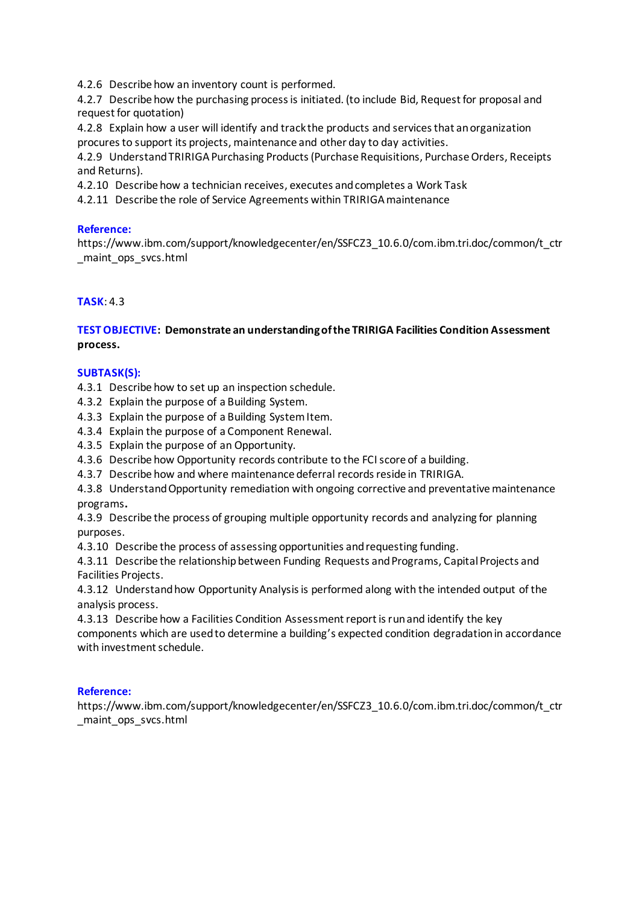4.2.6 Describe how an inventory count is performed.

4.2.7 Describe how the purchasing process is initiated. (to include Bid, Request for proposal and request for quotation)

4.2.8 Explain how a user will identify and track the products and services that an organization procures to support its projects, maintenance and other day to day activities.

4.2.9 Understand TRIRIGA Purchasing Products (Purchase Requisitions, Purchase Orders, Receipts and Returns).

4.2.10 Describe how a technician receives, executes and completes a Work Task

4.2.11 Describe the role of Service Agreements within TRIRIGA maintenance

**Reference:**

https://www.ibm.com/support/knowledgecenter/en/SSFCZ3_10.6.0/com.ibm.tri.doc/common/t_ctr_maint_ops_svcs.html

**TASK**: 4.3

**TEST OBJECTIVE: Demonstrate an understanding of the TRIRIGA Facilities Condition Assessment process.**

**SUBTASK(S):**

4.3.1 Describe how to set up an inspection schedule.

4.3.2 Explain the purpose of a Building System.

4.3.3 Explain the purpose of a Building System Item.

4.3.4 Explain the purpose of a Component Renewal.

4.3.5 Explain the purpose of an Opportunity.

4.3.6 Describe how Opportunity records contribute to the FCI score of a building.

4.3.7 Describe how and where maintenance deferral records reside in TRIRIGA.

4.3.8 Understand Opportunity remediation with ongoing corrective and preventative maintenance programs**.**

4.3.9 Describe the process of grouping multiple opportunity records and analyzing for planning purposes.

4.3.10 Describe the process of assessing opportunities and requesting funding.

4.3.11 Describe the relationship between Funding Requests and Programs, Capital Projects and Facilities Projects.

4.3.12 Understand how Opportunity Analysis is performed along with the intended output of the analysis process.

4.3.13 Describe how a Facilities Condition Assessment report is run and identify the key components which are used to determine a building's expected condition degradation in accordance with investment schedule.

**Reference:**

https://www.ibm.com/support/knowledgecenter/en/SSFCZ3_10.6.0/com.ibm.tri.doc/common/t_ctr_maint_ops_svcs.html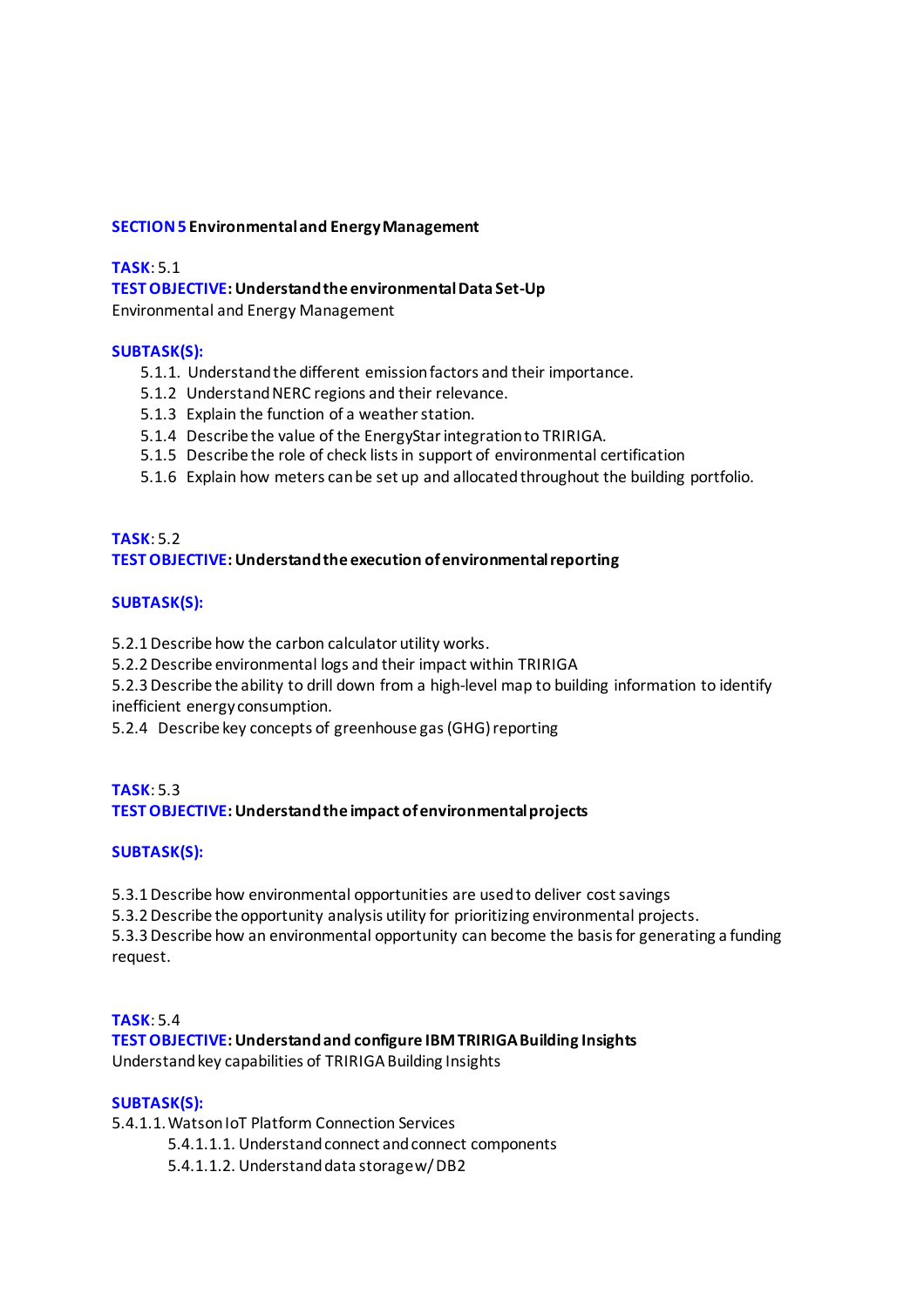## SECTION 5 Environmental and Energy Management

**TASK**: 5.1
**TEST OBJECTIVE: Understand the environmental Data Set-Up**
Environmental and Energy Management

**SUBTASK(S):**

5.1.1. Understand the different emission factors and their importance.
5.1.2 Understand NERC regions and their relevance.
5.1.3 Explain the function of a weather station.
5.1.4 Describe the value of the EnergyStar integration to TRIRIGA.
5.1.5 Describe the role of check lists in support of environmental certification
5.1.6 Explain how meters can be set up and allocated throughout the building portfolio.

**TASK**: 5.2
**TEST OBJECTIVE: Understand the execution of environmental reporting**

**SUBTASK(S):**

5.2.1 Describe how the carbon calculator utility works.
5.2.2 Describe environmental logs and their impact within TRIRIGA
5.2.3 Describe the ability to drill down from a high-level map to building information to identify inefficient energy consumption.
5.2.4 Describe key concepts of greenhouse gas (GHG) reporting

**TASK**: 5.3
**TEST OBJECTIVE: Understand the impact of environmental projects**

**SUBTASK(S):**

5.3.1 Describe how environmental opportunities are used to deliver cost savings
5.3.2 Describe the opportunity analysis utility for prioritizing environmental projects.
5.3.3 Describe how an environmental opportunity can become the basis for generating a funding request.

**TASK**: 5.4
**TEST OBJECTIVE: Understand and configure IBM TRIRIGA Building Insights**
Understand key capabilities of TRIRIGA Building Insights

**SUBTASK(S):**

5.4.1.1. Watson IoT Platform Connection Services
- 5.4.1.1.1. Understand connect and connect components
- 5.4.1.1.2. Understand data storage w/ DB2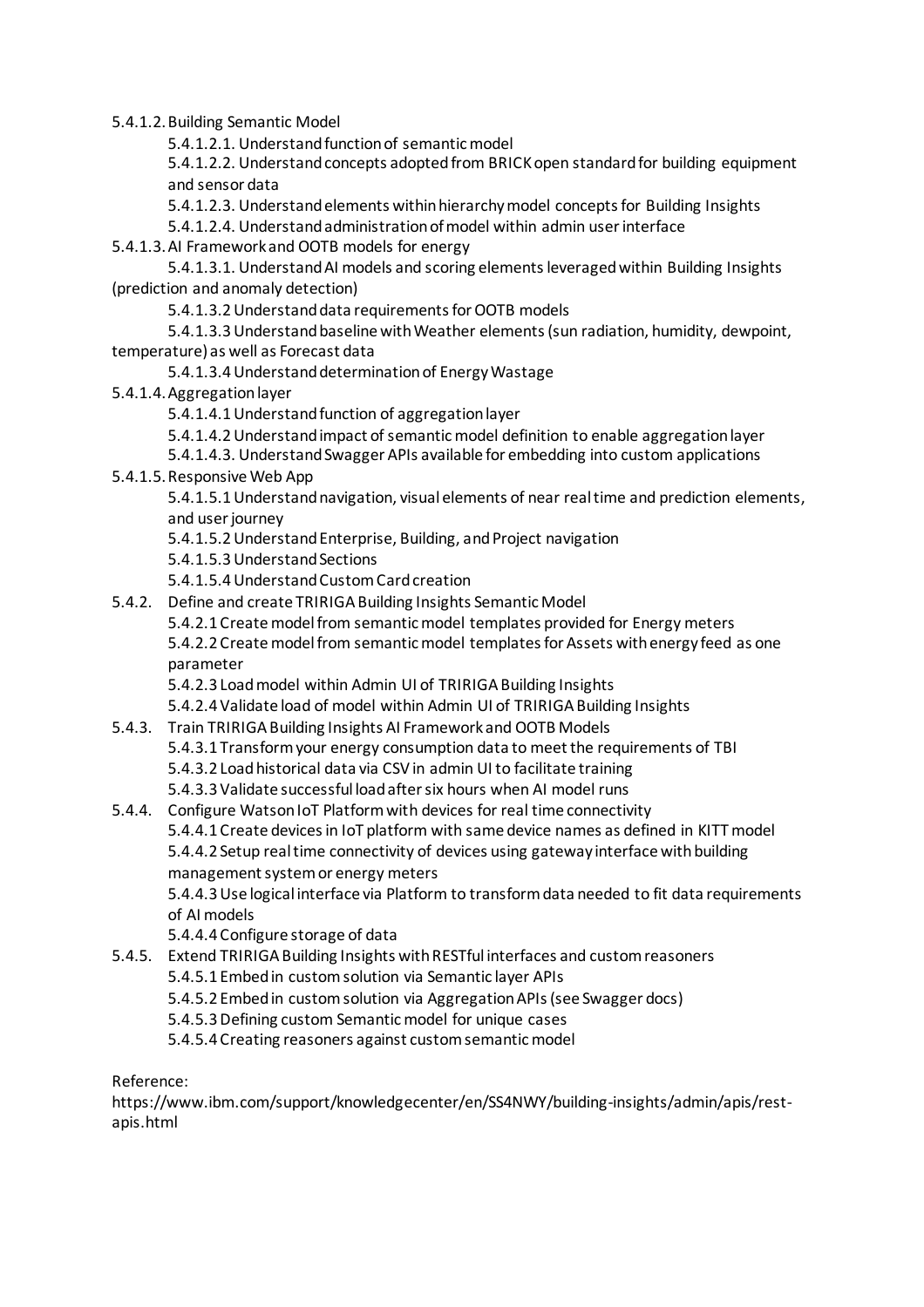- 5.4.1.2. Building Semantic Model
  - 5.4.1.2.1. Understand function of semantic model
  - 5.4.1.2.2. Understand concepts adopted from BRICK open standard for building equipment and sensor data
  - 5.4.1.2.3. Understand elements within hierarchy model concepts for Building Insights
  - 5.4.1.2.4. Understand administration of model within admin user interface
- 5.4.1.3. AI Framework and OOTB models for energy
  - 5.4.1.3.1. Understand AI models and scoring elements leveraged within Building Insights (prediction and anomaly detection)
  - 5.4.1.3.2 Understand data requirements for OOTB models
  - 5.4.1.3.3 Understand baseline with Weather elements (sun radiation, humidity, dewpoint, temperature) as well as Forecast data
  - 5.4.1.3.4 Understand determination of Energy Wastage
- 5.4.1.4. Aggregation layer
  - 5.4.1.4.1 Understand function of aggregation layer
  - 5.4.1.4.2 Understand impact of semantic model definition to enable aggregation layer
  - 5.4.1.4.3. Understand Swagger APIs available for embedding into custom applications
- 5.4.1.5. Responsive Web App
  - 5.4.1.5.1 Understand navigation, visual elements of near real time and prediction elements, and user journey
  - 5.4.1.5.2 Understand Enterprise, Building, and Project navigation
  - 5.4.1.5.3 Understand Sections
  - 5.4.1.5.4 Understand Custom Card creation
- 5.4.2. Define and create TRIRIGA Building Insights Semantic Model
  - 5.4.2.1 Create model from semantic model templates provided for Energy meters
  - 5.4.2.2 Create model from semantic model templates for Assets with energy feed as one parameter
  - 5.4.2.3 Load model within Admin UI of TRIRIGA Building Insights
  - 5.4.2.4 Validate load of model within Admin UI of TRIRIGA Building Insights
- 5.4.3. Train TRIRIGA Building Insights AI Framework and OOTB Models
  - 5.4.3.1 Transform your energy consumption data to meet the requirements of TBI
  - 5.4.3.2 Load historical data via CSV in admin UI to facilitate training
  - 5.4.3.3 Validate successful load after six hours when AI model runs
- 5.4.4. Configure Watson IoT Platform with devices for real time connectivity
  - 5.4.4.1 Create devices in IoT platform with same device names as defined in KITT model
  - 5.4.4.2 Setup real time connectivity of devices using gateway interface with building management system or energy meters
  - 5.4.4.3 Use logical interface via Platform to transform data needed to fit data requirements of AI models
  - 5.4.4.4 Configure storage of data
- 5.4.5. Extend TRIRIGA Building Insights with RESTful interfaces and custom reasoners
  - 5.4.5.1 Embed in custom solution via Semantic layer APIs
  - 5.4.5.2 Embed in custom solution via Aggregation APIs (see Swagger docs)
  - 5.4.5.3 Defining custom Semantic model for unique cases
  - 5.4.5.4 Creating reasoners against custom semantic model

Reference:
https://www.ibm.com/support/knowledgecenter/en/SS4NWY/building-insights/admin/apis/rest-apis.html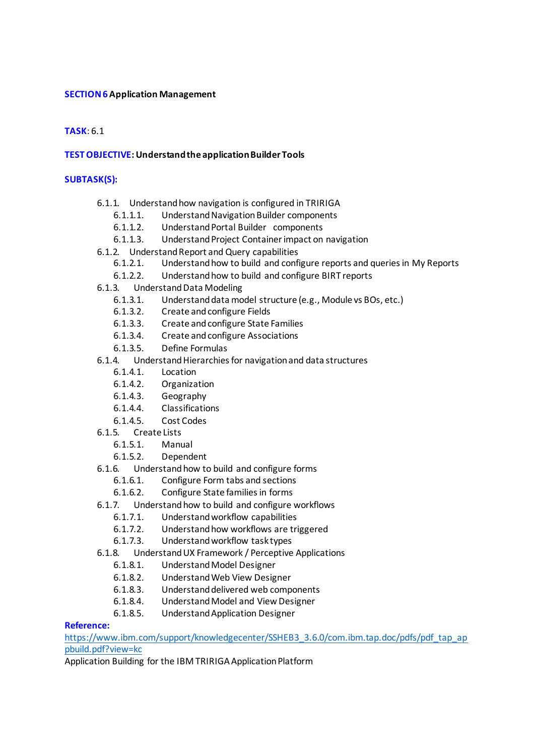**SECTION 6 Application Management**

**TASK**: 6.1

**TEST OBJECTIVE: Understand the application Builder Tools**

**SUBTASK(S):**

- 6.1.1. Understand how navigation is configured in TRIRIGA
  - 6.1.1.1. Understand Navigation Builder components
  - 6.1.1.2. Understand Portal Builder components
  - 6.1.1.3. Understand Project Container impact on navigation
- 6.1.2. Understand Report and Query capabilities
  - 6.1.2.1. Understand how to build and configure reports and queries in My Reports
  - 6.1.2.2. Understand how to build and configure BIRT reports
- 6.1.3. Understand Data Modeling
  - 6.1.3.1. Understand data model structure (e.g., Module vs BOs, etc.)
  - 6.1.3.2. Create and configure Fields
  - 6.1.3.3. Create and configure State Families
  - 6.1.3.4. Create and configure Associations
  - 6.1.3.5. Define Formulas
- 6.1.4. Understand Hierarchies for navigation and data structures
  - 6.1.4.1. Location
  - 6.1.4.2. Organization
  - 6.1.4.3. Geography
  - 6.1.4.4. Classifications
  - 6.1.4.5. Cost Codes
- 6.1.5. Create Lists
  - 6.1.5.1. Manual
  - 6.1.5.2. Dependent
- 6.1.6. Understand how to build and configure forms
  - 6.1.6.1. Configure Form tabs and sections
  - 6.1.6.2. Configure State families in forms
- 6.1.7. Understand how to build and configure workflows
  - 6.1.7.1. Understand workflow capabilities
  - 6.1.7.2. Understand how workflows are triggered
  - 6.1.7.3. Understand workflow task types
- 6.1.8. Understand UX Framework / Perceptive Applications
  - 6.1.8.1. Understand Model Designer
  - 6.1.8.2. Understand Web View Designer
  - 6.1.8.3. Understand delivered web components
  - 6.1.8.4. Understand Model and View Designer
  - 6.1.8.5. Understand Application Designer

**Reference:**
https://www.ibm.com/support/knowledgecenter/SSHEB3_3.6.0/com.ibm.tap.doc/pdfs/pdf_tap_appbuild.pdf?view=kc
Application Building for the IBM TRIRIGA Application Platform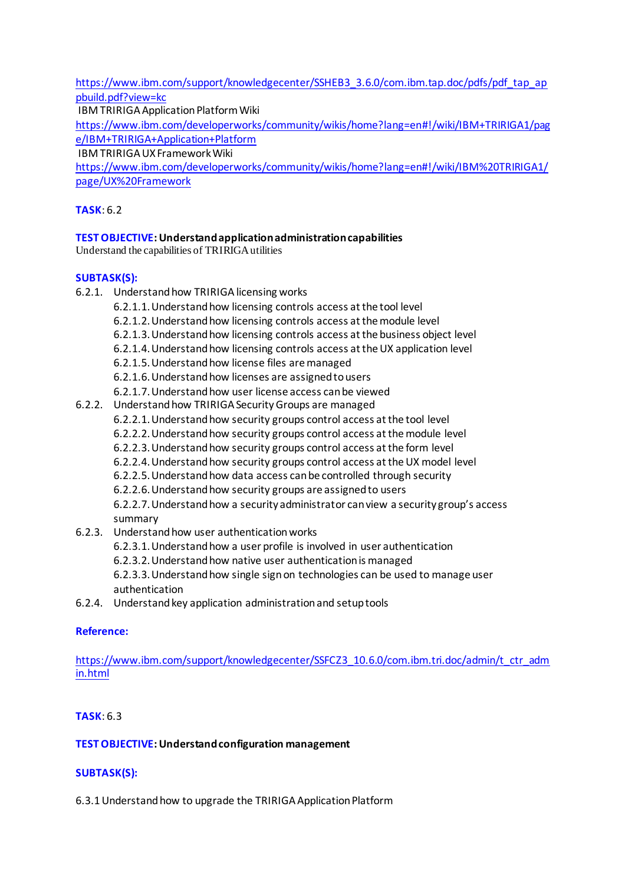https://www.ibm.com/support/knowledgecenter/SSHEB3_3.6.0/com.ibm.tap.doc/pdfs/pdf_tap_appbuild.pdf?view=kc

IBM TRIRIGA Application Platform Wiki

https://www.ibm.com/developerworks/community/wikis/home?lang=en#!/wiki/IBM+TRIRIGA1/page/IBM+TRIRIGA+Application+Platform

IBM TRIRIGA UX Framework Wiki

https://www.ibm.com/developerworks/community/wikis/home?lang=en#!/wiki/IBM%20TRIRIGA1/page/UX%20Framework

**TASK**: 6.2

**TEST OBJECTIVE: Understand application administration capabilities**

Understand the capabilities of TRIRIGA utilities

**SUBTASK(S):**

6.2.1. Understand how TRIRIGA licensing works
- 6.2.1.1. Understand how licensing controls access at the tool level
- 6.2.1.2. Understand how licensing controls access at the module level
- 6.2.1.3. Understand how licensing controls access at the business object level
- 6.2.1.4. Understand how licensing controls access at the UX application level
- 6.2.1.5. Understand how license files are managed
- 6.2.1.6. Understand how licenses are assigned to users
- 6.2.1.7. Understand how user license access can be viewed

6.2.2. Understand how TRIRIGA Security Groups are managed
- 6.2.2.1. Understand how security groups control access at the tool level
- 6.2.2.2. Understand how security groups control access at the module level
- 6.2.2.3. Understand how security groups control access at the form level
- 6.2.2.4. Understand how security groups control access at the UX model level
- 6.2.2.5. Understand how data access can be controlled through security
- 6.2.2.6. Understand how security groups are assigned to users
- 6.2.2.7. Understand how a security administrator can view a security group's access summary

6.2.3. Understand how user authentication works
- 6.2.3.1. Understand how a user profile is involved in user authentication
- 6.2.3.2. Understand how native user authentication is managed
- 6.2.3.3. Understand how single sign on technologies can be used to manage user authentication

6.2.4. Understand key application administration and setup tools

**Reference:**

https://www.ibm.com/support/knowledgecenter/SSFCZ3_10.6.0/com.ibm.tri.doc/admin/t_ctr_admin.html

**TASK**: 6.3

**TEST OBJECTIVE: Understand configuration management**

**SUBTASK(S):**

6.3.1 Understand how to upgrade the TRIRIGA Application Platform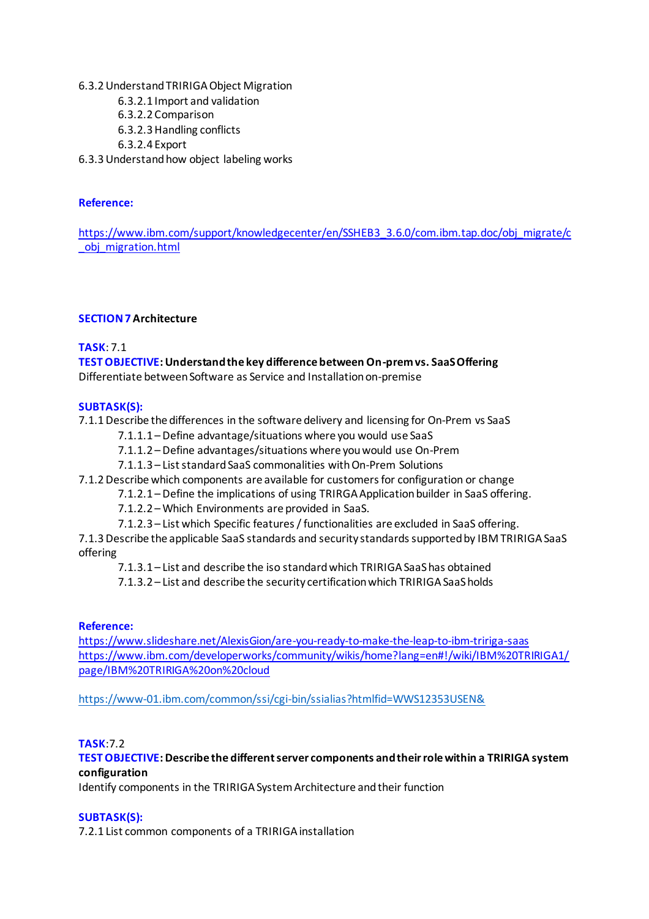6.3.2 Understand TRIRIGA Object Migration

- 6.3.2.1 Import and validation
- 6.3.2.2 Comparison
- 6.3.2.3 Handling conflicts
- 6.3.2.4 Export

6.3.3 Understand how object labeling works

**Reference:**

https://www.ibm.com/support/knowledgecenter/en/SSHEB3_3.6.0/com.ibm.tap.doc/obj_migrate/c_obj_migration.html

**SECTION 7 Architecture**

**TASK**: 7.1
**TEST OBJECTIVE: Understand the key difference between On-prem vs. SaaS Offering**
Differentiate between Software as Service and Installation on-premise

**SUBTASK(S):**

7.1.1 Describe the differences in the software delivery and licensing for On-Prem vs SaaS

- 7.1.1.1 – Define advantage/situations where you would use SaaS
- 7.1.1.2 – Define advantages/situations where you would use On-Prem
- 7.1.1.3 – List standard SaaS commonalities with On-Prem Solutions

7.1.2 Describe which components are available for customers for configuration or change

- 7.1.2.1 – Define the implications of using TRIRGA Application builder in SaaS offering.
- 7.1.2.2 – Which Environments are provided in SaaS.
- 7.1.2.3 – List which Specific features / functionalities are excluded in SaaS offering.

7.1.3 Describe the applicable SaaS standards and security standards supported by IBM TRIRIGA SaaS offering

- 7.1.3.1 – List and describe the iso standard which TRIRIGA SaaS has obtained
- 7.1.3.2 – List and describe the security certification which TRIRIGA SaaS holds

**Reference:**
https://www.slideshare.net/AlexisGion/are-you-ready-to-make-the-leap-to-ibm-tririga-saas
https://www.ibm.com/developerworks/community/wikis/home?lang=en#!/wiki/IBM%20TRIRIGA1/page/IBM%20TRIRIGA%20on%20cloud

https://www-01.ibm.com/common/ssi/cgi-bin/ssialias?htmlfid=WWS12353USEN&

**TASK**:7.2
**TEST OBJECTIVE: Describe the different server components and their role within a TRIRIGA system configuration**
Identify components in the TRIRIGA System Architecture and their function

**SUBTASK(S):**

7.2.1 List common components of a TRIRIGA installation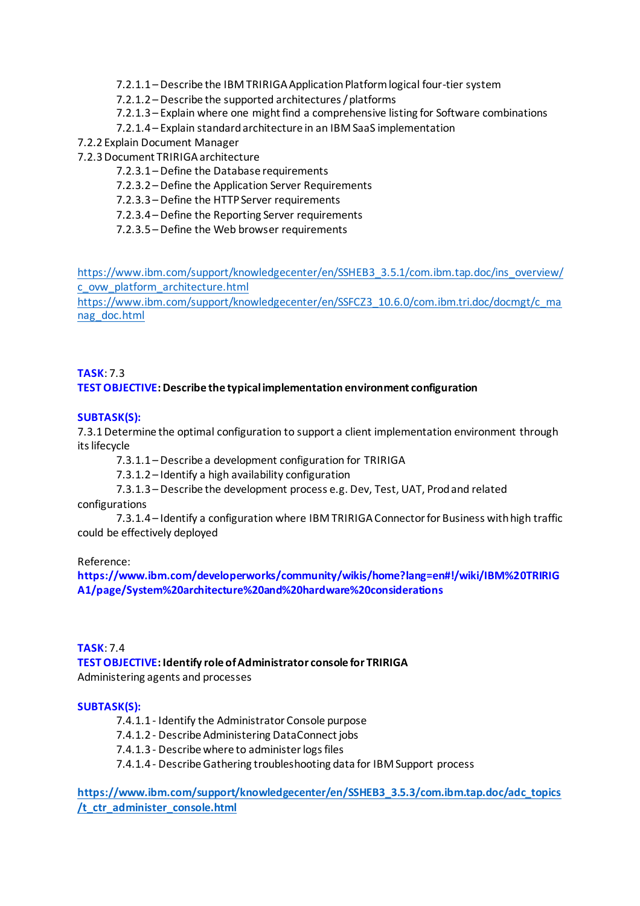- 7.2.1.1 – Describe the IBM TRIRIGA Application Platform logical four-tier system
- 7.2.1.2 – Describe the supported architectures / platforms
- 7.2.1.3 – Explain where one might find a comprehensive listing for Software combinations
- 7.2.1.4 – Explain standard architecture in an IBM SaaS implementation

7.2.2 Explain Document Manager

7.2.3 Document TRIRIGA architecture

- 7.2.3.1 – Define the Database requirements
- 7.2.3.2 – Define the Application Server Requirements
- 7.2.3.3 – Define the HTTP Server requirements
- 7.2.3.4 – Define the Reporting Server requirements
- 7.2.3.5 – Define the Web browser requirements

https://www.ibm.com/support/knowledgecenter/en/SSHEB3_3.5.1/com.ibm.tap.doc/ins_overview/c_ovw_platform_architecture.html
https://www.ibm.com/support/knowledgecenter/en/SSFCZ3_10.6.0/com.ibm.tri.doc/docmgt/c_manag_doc.html

**TASK**: 7.3
**TEST OBJECTIVE: Describe the typical implementation environment configuration**

**SUBTASK(S):**

7.3.1 Determine the optimal configuration to support a client implementation environment through its lifecycle

- 7.3.1.1 – Describe a development configuration for TRIRIGA
- 7.3.1.2 – Identify a high availability configuration
- 7.3.1.3 – Describe the development process e.g. Dev, Test, UAT, Prod and related configurations
- 7.3.1.4 – Identify a configuration where IBM TRIRIGA Connector for Business with high traffic could be effectively deployed

Reference:
**https://www.ibm.com/developerworks/community/wikis/home?lang=en#!/wiki/IBM%20TRIRIGA1/page/System%20architecture%20and%20hardware%20considerations**

**TASK**: 7.4
**TEST OBJECTIVE: Identify role of Administrator console for TRIRIGA**
Administering agents and processes

**SUBTASK(S):**

- 7.4.1.1 - Identify the Administrator Console purpose
- 7.4.1.2 - Describe Administering DataConnect jobs
- 7.4.1.3 - Describe where to administer logs files
- 7.4.1.4 - Describe Gathering troubleshooting data for IBM Support process

**https://www.ibm.com/support/knowledgecenter/en/SSHEB3_3.5.3/com.ibm.tap.doc/adc_topics/t_ctr_administer_console.html**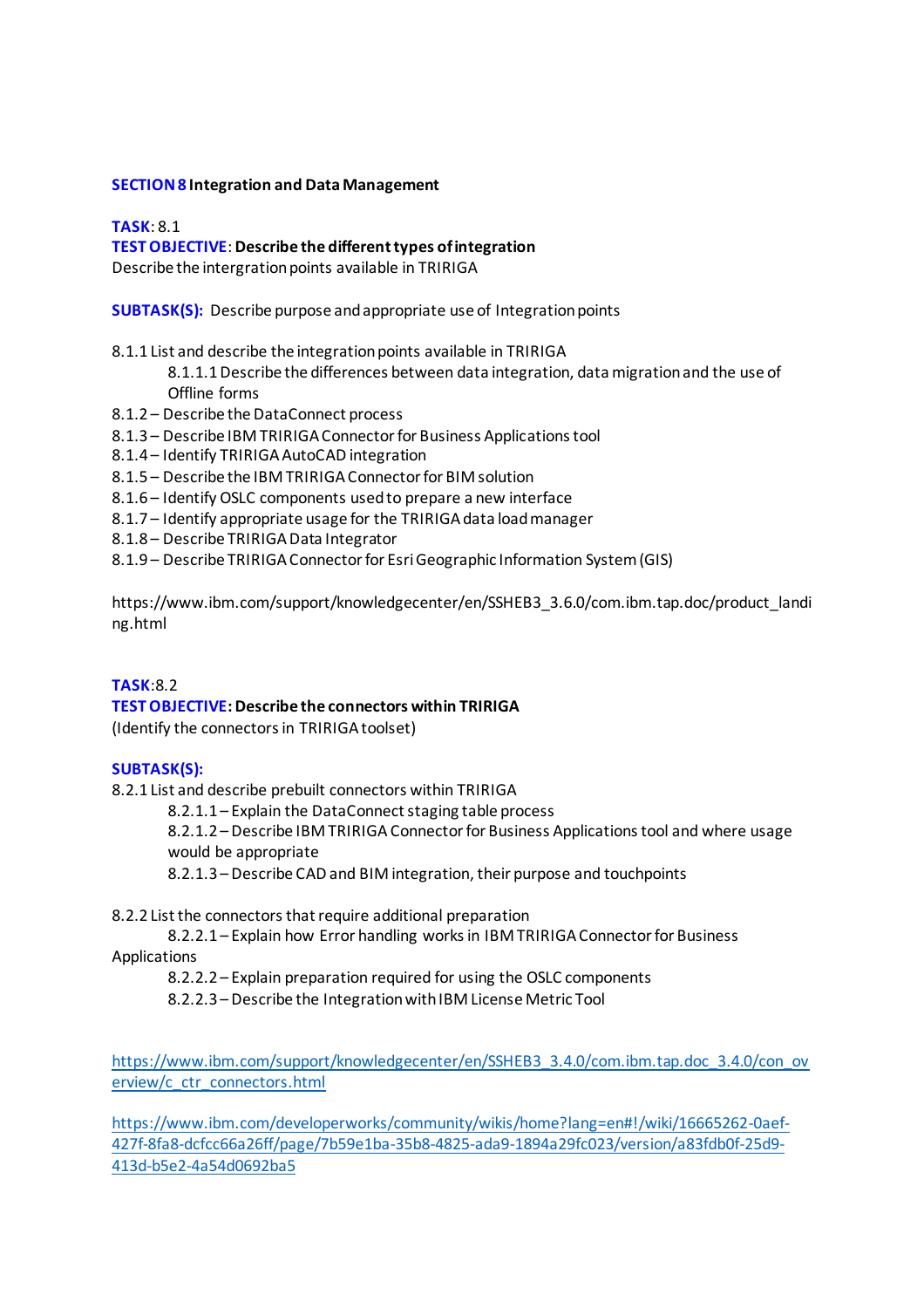**SECTION 8 Integration and Data Management**

**TASK**: 8.1
**TEST OBJECTIVE**: **Describe the different types of integration**
Describe the intergration points available in TRIRIGA

**SUBTASK(S):** Describe purpose and appropriate use of Integration points

8.1.1 List and describe the integration points available in TRIRIGA
    8.1.1.1 Describe the differences between data integration, data migration and the use of Offline forms
8.1.2 – Describe the DataConnect process
8.1.3 – Describe IBM TRIRIGA Connector for Business Applications tool
8.1.4 – Identify TRIRIGA AutoCAD integration
8.1.5 – Describe the IBM TRIRIGA Connector for BIM solution
8.1.6 – Identify OSLC components used to prepare a new interface
8.1.7 – Identify appropriate usage for the TRIRIGA data load manager
8.1.8 – Describe TRIRIGA Data Integrator
8.1.9 – Describe TRIRIGA Connector for Esri Geographic Information System (GIS)

https://www.ibm.com/support/knowledgecenter/en/SSHEB3_3.6.0/com.ibm.tap.doc/product_landing.html

**TASK**:8.2
**TEST OBJECTIVE**: **Describe the connectors within TRIRIGA**
(Identify the connectors in TRIRIGA toolset)

**SUBTASK(S):**
8.2.1 List and describe prebuilt connectors within TRIRIGA
    8.2.1.1 – Explain the DataConnect staging table process
    8.2.1.2 – Describe IBM TRIRIGA Connector for Business Applications tool and where usage would be appropriate
    8.2.1.3 – Describe CAD and BIM integration, their purpose and touchpoints

8.2.2 List the connectors that require additional preparation
    8.2.2.1 – Explain how Error handling works in IBM TRIRIGA Connector for Business Applications
    8.2.2.2 – Explain preparation required for using the OSLC components
    8.2.2.3 – Describe the Integration with IBM License Metric Tool

https://www.ibm.com/support/knowledgecenter/en/SSHEB3_3.4.0/com.ibm.tap.doc_3.4.0/con_overview/c_ctr_connectors.html

https://www.ibm.com/developerworks/community/wikis/home?lang=en#!/wiki/16665262-0aef-427f-8fa8-dcfcc66a26ff/page/7b59e1ba-35b8-4825-ada9-1894a29fc023/version/a83fdb0f-25d9-413d-b5e2-4a54d0692ba5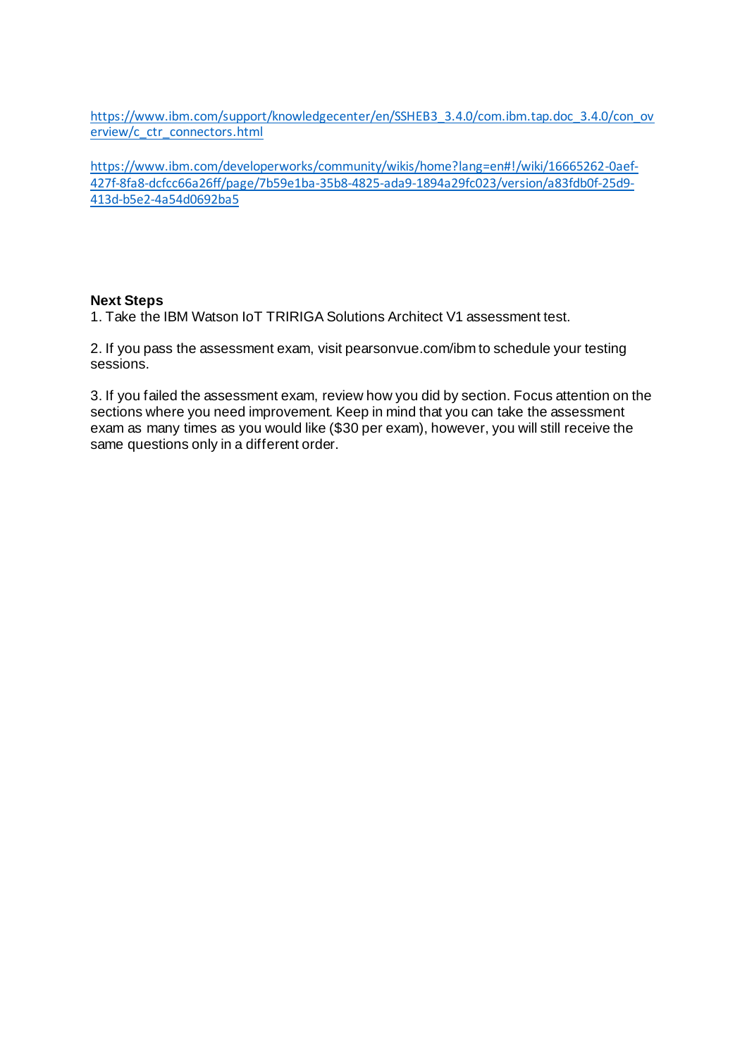https://www.ibm.com/support/knowledgecenter/en/SSHEB3_3.4.0/com.ibm.tap.doc_3.4.0/con_overview/c_ctr_connectors.html

https://www.ibm.com/developerworks/community/wikis/home?lang=en#!/wiki/16665262-0aef-427f-8fa8-dcfcc66a26ff/page/7b59e1ba-35b8-4825-ada9-1894a29fc023/version/a83fdb0f-25d9-413d-b5e2-4a54d0692ba5

**Next Steps**

1. Take the IBM Watson IoT TRIRIGA Solutions Architect V1 assessment test.

2. If you pass the assessment exam, visit pearsonvue.com/ibm to schedule your testing sessions.

3. If you failed the assessment exam, review how you did by section. Focus attention on the sections where you need improvement. Keep in mind that you can take the assessment exam as many times as you would like ($30 per exam), however, you will still receive the same questions only in a different order.